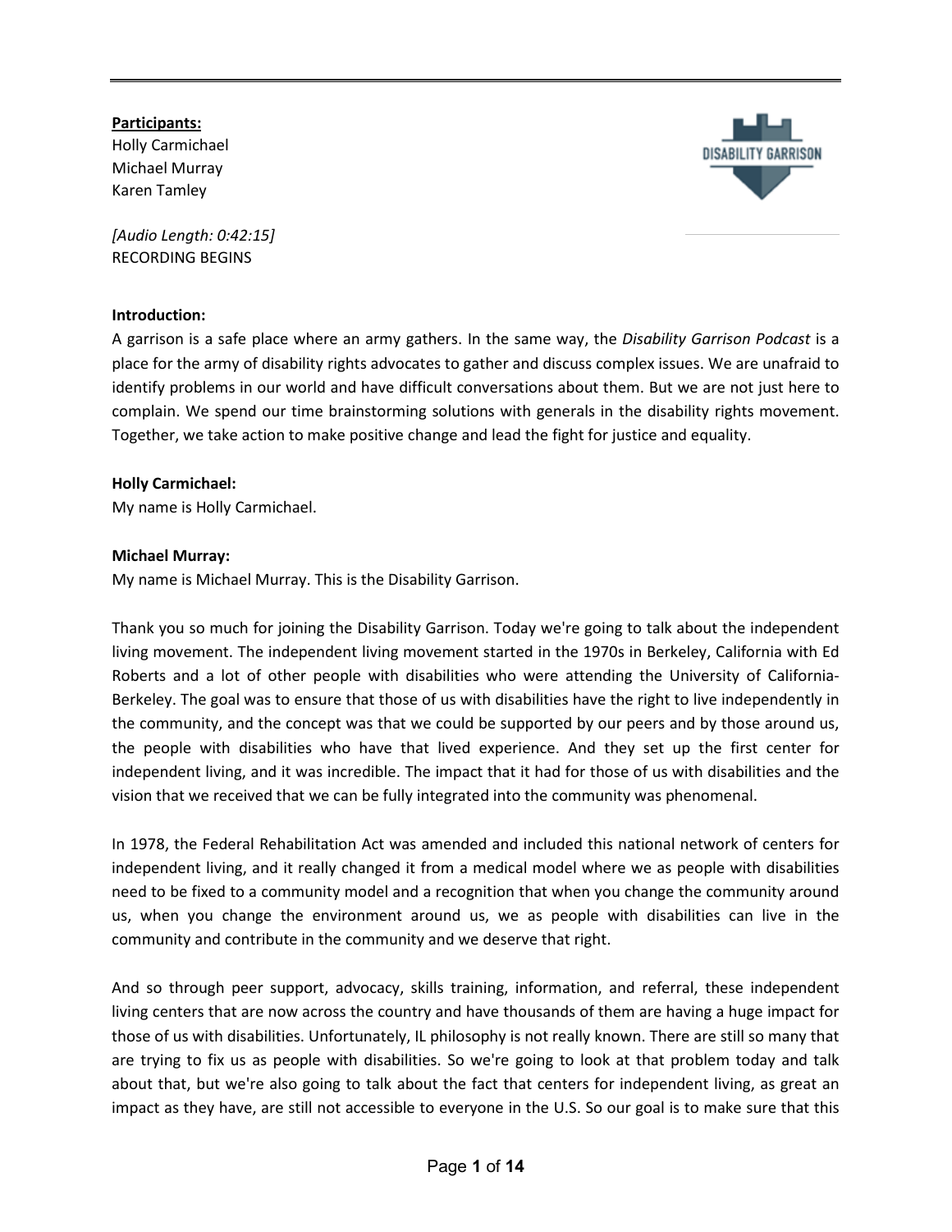**Participants:**
Holly Carmichael
Michael Murray
Karen Tamley

*[Audio Length: 0:42:15]*
RECORDING BEGINS

**Introduction:**
A garrison is a safe place where an army gathers. In the same way, the *Disability Garrison Podcast* is a place for the army of disability rights advocates to gather and discuss complex issues. We are unafraid to identify problems in our world and have difficult conversations about them. But we are not just here to complain. We spend our time brainstorming solutions with generals in the disability rights movement. Together, we take action to make positive change and lead the fight for justice and equality.

**Holly Carmichael:**
My name is Holly Carmichael.

**Michael Murray:**
My name is Michael Murray. This is the Disability Garrison.

Thank you so much for joining the Disability Garrison. Today we're going to talk about the independent living movement. The independent living movement started in the 1970s in Berkeley, California with Ed Roberts and a lot of other people with disabilities who were attending the University of California-Berkeley. The goal was to ensure that those of us with disabilities have the right to live independently in the community, and the concept was that we could be supported by our peers and by those around us, the people with disabilities who have that lived experience. And they set up the first center for independent living, and it was incredible. The impact that it had for those of us with disabilities and the vision that we received that we can be fully integrated into the community was phenomenal.

In 1978, the Federal Rehabilitation Act was amended and included this national network of centers for independent living, and it really changed it from a medical model where we as people with disabilities need to be fixed to a community model and a recognition that when you change the community around us, when you change the environment around us, we as people with disabilities can live in the community and contribute in the community and we deserve that right.

And so through peer support, advocacy, skills training, information, and referral, these independent living centers that are now across the country and have thousands of them are having a huge impact for those of us with disabilities. Unfortunately, IL philosophy is not really known. There are still so many that are trying to fix us as people with disabilities. So we're going to look at that problem today and talk about that, but we're also going to talk about the fact that centers for independent living, as great an impact as they have, are still not accessible to everyone in the U.S. So our goal is to make sure that this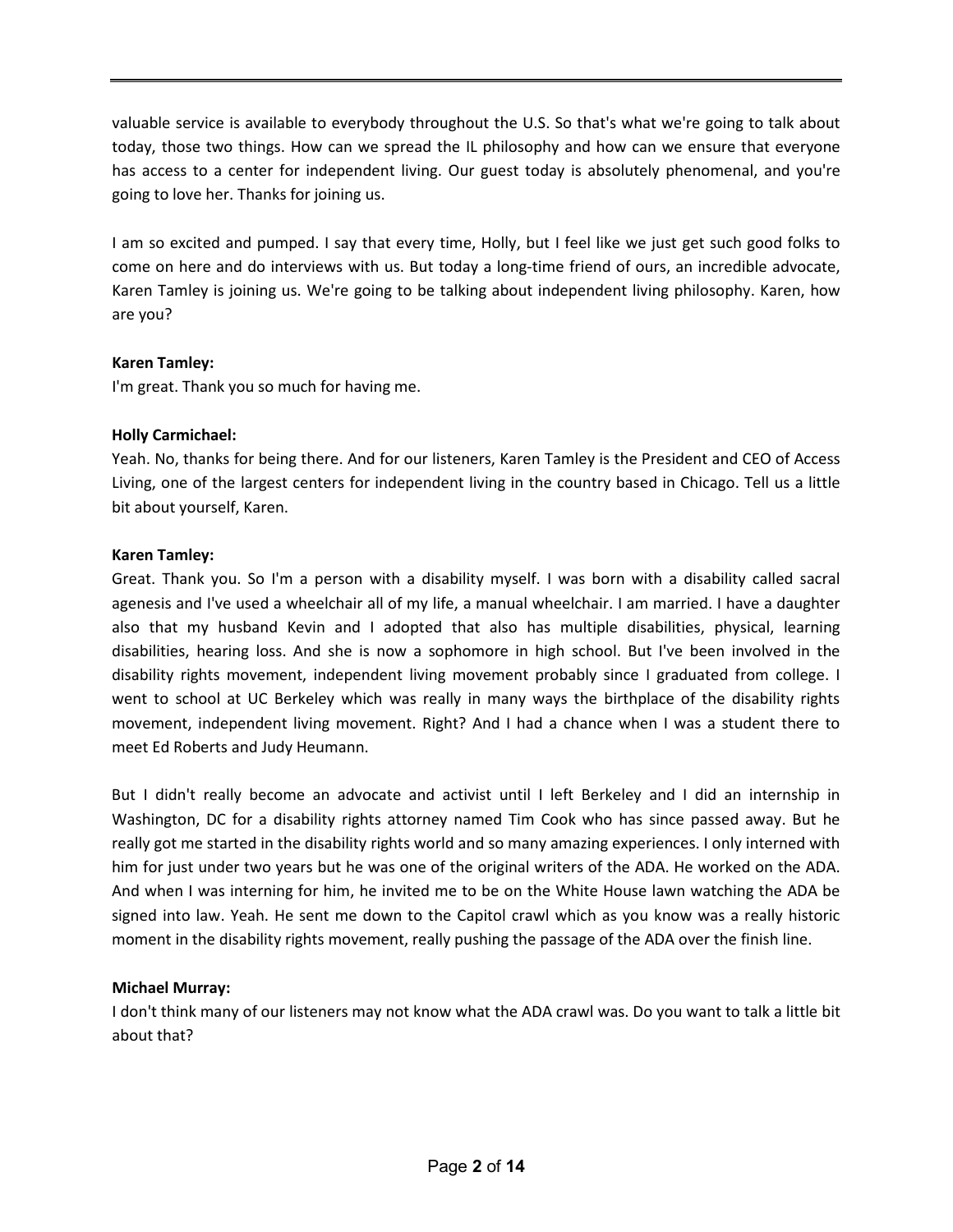valuable service is available to everybody throughout the U.S. So that's what we're going to talk about today, those two things. How can we spread the IL philosophy and how can we ensure that everyone has access to a center for independent living. Our guest today is absolutely phenomenal, and you're going to love her. Thanks for joining us.

I am so excited and pumped. I say that every time, Holly, but I feel like we just get such good folks to come on here and do interviews with us. But today a long-time friend of ours, an incredible advocate, Karen Tamley is joining us. We're going to be talking about independent living philosophy. Karen, how are you?

**Karen Tamley:**
I'm great. Thank you so much for having me.

**Holly Carmichael:**
Yeah. No, thanks for being there. And for our listeners, Karen Tamley is the President and CEO of Access Living, one of the largest centers for independent living in the country based in Chicago. Tell us a little bit about yourself, Karen.

**Karen Tamley:**
Great. Thank you. So I'm a person with a disability myself. I was born with a disability called sacral agenesis and I've used a wheelchair all of my life, a manual wheelchair. I am married. I have a daughter also that my husband Kevin and I adopted that also has multiple disabilities, physical, learning disabilities, hearing loss. And she is now a sophomore in high school. But I've been involved in the disability rights movement, independent living movement probably since I graduated from college. I went to school at UC Berkeley which was really in many ways the birthplace of the disability rights movement, independent living movement. Right? And I had a chance when I was a student there to meet Ed Roberts and Judy Heumann.

But I didn't really become an advocate and activist until I left Berkeley and I did an internship in Washington, DC for a disability rights attorney named Tim Cook who has since passed away. But he really got me started in the disability rights world and so many amazing experiences. I only interned with him for just under two years but he was one of the original writers of the ADA. He worked on the ADA. And when I was interning for him, he invited me to be on the White House lawn watching the ADA be signed into law. Yeah. He sent me down to the Capitol crawl which as you know was a really historic moment in the disability rights movement, really pushing the passage of the ADA over the finish line.

**Michael Murray:**
I don't think many of our listeners may not know what the ADA crawl was. Do you want to talk a little bit about that?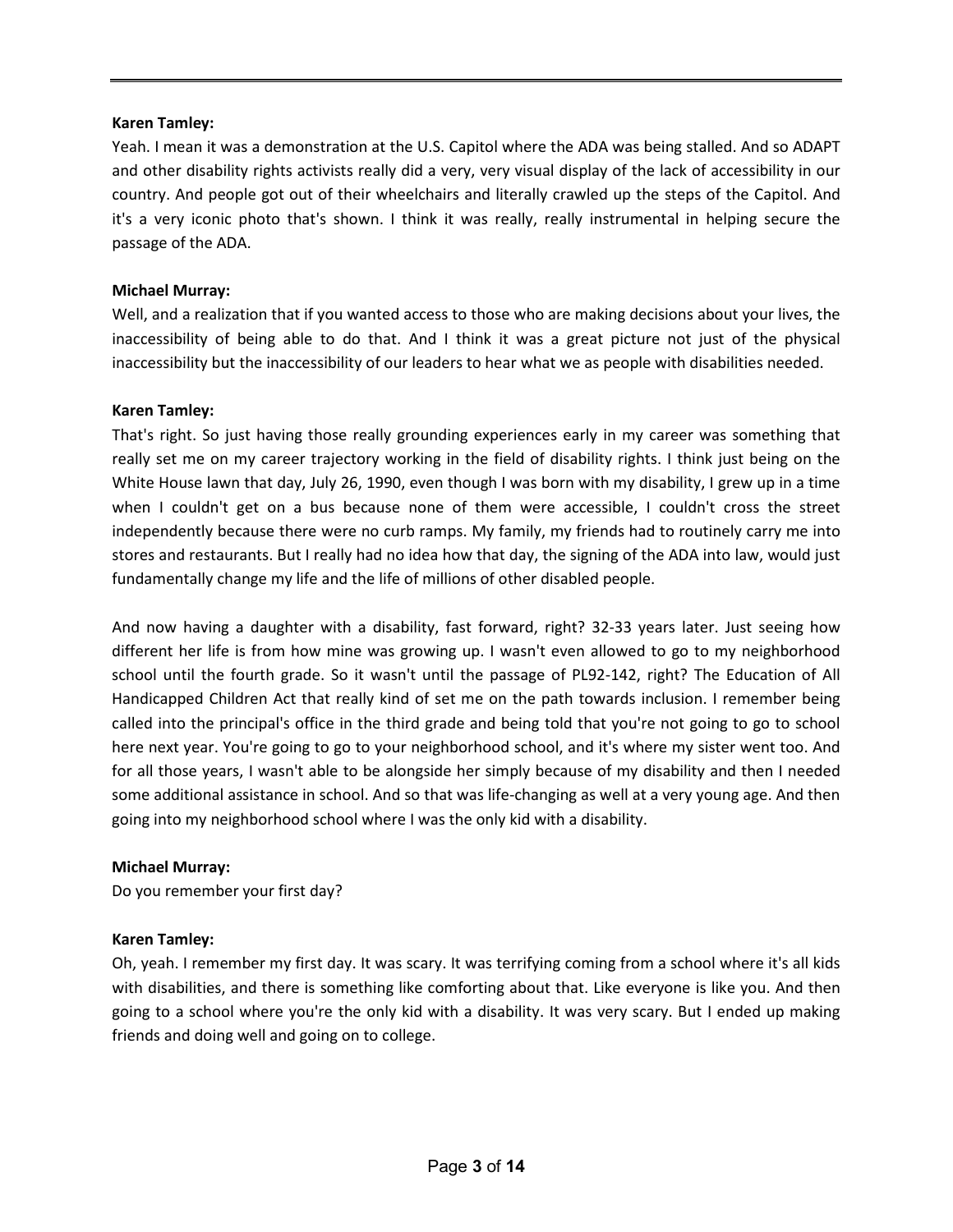**Karen Tamley:**

Yeah. I mean it was a demonstration at the U.S. Capitol where the ADA was being stalled. And so ADAPT and other disability rights activists really did a very, very visual display of the lack of accessibility in our country. And people got out of their wheelchairs and literally crawled up the steps of the Capitol. And it's a very iconic photo that's shown. I think it was really, really instrumental in helping secure the passage of the ADA.

**Michael Murray:**

Well, and a realization that if you wanted access to those who are making decisions about your lives, the inaccessibility of being able to do that. And I think it was a great picture not just of the physical inaccessibility but the inaccessibility of our leaders to hear what we as people with disabilities needed.

**Karen Tamley:**

That's right. So just having those really grounding experiences early in my career was something that really set me on my career trajectory working in the field of disability rights. I think just being on the White House lawn that day, July 26, 1990, even though I was born with my disability, I grew up in a time when I couldn't get on a bus because none of them were accessible, I couldn't cross the street independently because there were no curb ramps. My family, my friends had to routinely carry me into stores and restaurants. But I really had no idea how that day, the signing of the ADA into law, would just fundamentally change my life and the life of millions of other disabled people.

And now having a daughter with a disability, fast forward, right? 32-33 years later. Just seeing how different her life is from how mine was growing up. I wasn't even allowed to go to my neighborhood school until the fourth grade. So it wasn't until the passage of PL92-142, right? The Education of All Handicapped Children Act that really kind of set me on the path towards inclusion. I remember being called into the principal's office in the third grade and being told that you're not going to go to school here next year. You're going to go to your neighborhood school, and it's where my sister went too. And for all those years, I wasn't able to be alongside her simply because of my disability and then I needed some additional assistance in school. And so that was life-changing as well at a very young age. And then going into my neighborhood school where I was the only kid with a disability.

**Michael Murray:**

Do you remember your first day?

**Karen Tamley:**

Oh, yeah. I remember my first day. It was scary. It was terrifying coming from a school where it's all kids with disabilities, and there is something like comforting about that. Like everyone is like you. And then going to a school where you're the only kid with a disability. It was very scary. But I ended up making friends and doing well and going on to college.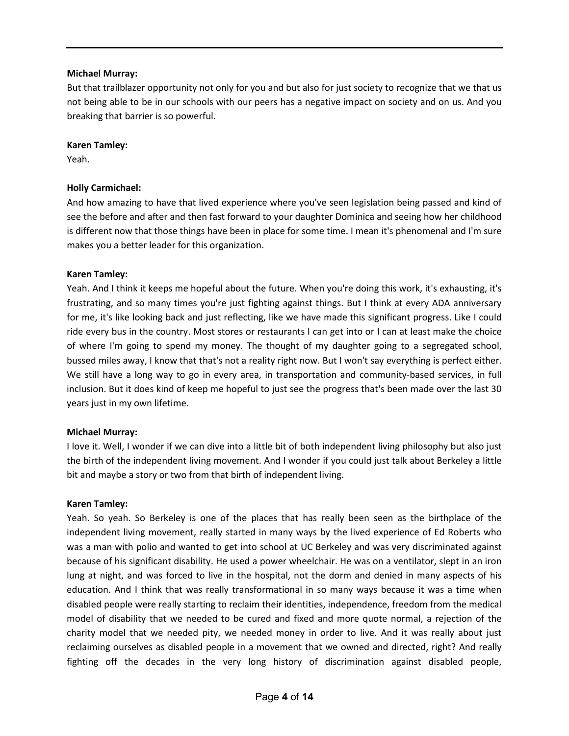**Michael Murray:**

But that trailblazer opportunity not only for you and but also for just society to recognize that we that us not being able to be in our schools with our peers has a negative impact on society and on us. And you breaking that barrier is so powerful.

**Karen Tamley:**

Yeah.

**Holly Carmichael:**

And how amazing to have that lived experience where you've seen legislation being passed and kind of see the before and after and then fast forward to your daughter Dominica and seeing how her childhood is different now that those things have been in place for some time. I mean it's phenomenal and I'm sure makes you a better leader for this organization.

**Karen Tamley:**

Yeah. And I think it keeps me hopeful about the future. When you're doing this work, it's exhausting, it's frustrating, and so many times you're just fighting against things. But I think at every ADA anniversary for me, it's like looking back and just reflecting, like we have made this significant progress. Like I could ride every bus in the country. Most stores or restaurants I can get into or I can at least make the choice of where I'm going to spend my money. The thought of my daughter going to a segregated school, bussed miles away, I know that that's not a reality right now. But I won't say everything is perfect either. We still have a long way to go in every area, in transportation and community-based services, in full inclusion. But it does kind of keep me hopeful to just see the progress that's been made over the last 30 years just in my own lifetime.

**Michael Murray:**

I love it. Well, I wonder if we can dive into a little bit of both independent living philosophy but also just the birth of the independent living movement. And I wonder if you could just talk about Berkeley a little bit and maybe a story or two from that birth of independent living.

**Karen Tamley:**

Yeah. So yeah. So Berkeley is one of the places that has really been seen as the birthplace of the independent living movement, really started in many ways by the lived experience of Ed Roberts who was a man with polio and wanted to get into school at UC Berkeley and was very discriminated against because of his significant disability. He used a power wheelchair. He was on a ventilator, slept in an iron lung at night, and was forced to live in the hospital, not the dorm and denied in many aspects of his education. And I think that was really transformational in so many ways because it was a time when disabled people were really starting to reclaim their identities, independence, freedom from the medical model of disability that we needed to be cured and fixed and more quote normal, a rejection of the charity model that we needed pity, we needed money in order to live. And it was really about just reclaiming ourselves as disabled people in a movement that we owned and directed, right? And really fighting off the decades in the very long history of discrimination against disabled people,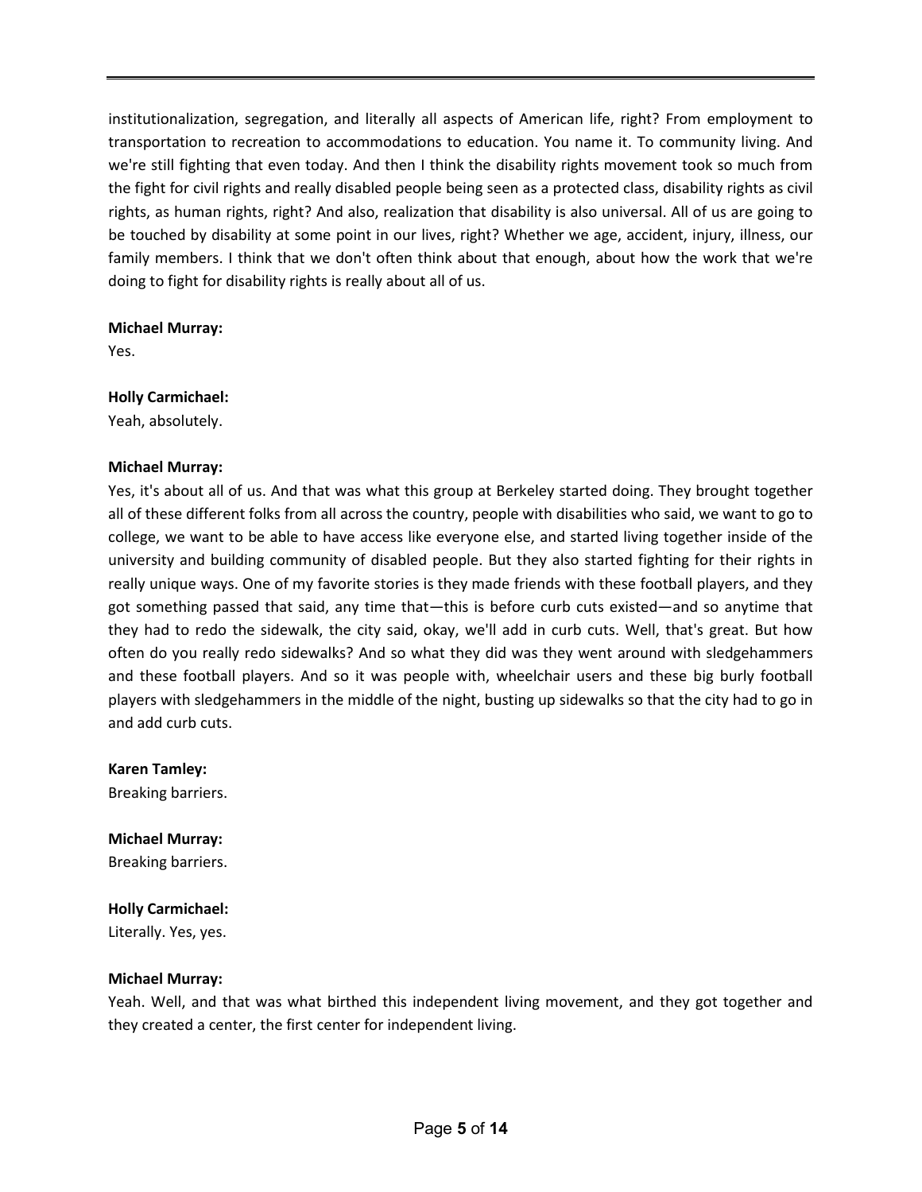institutionalization, segregation, and literally all aspects of American life, right? From employment to transportation to recreation to accommodations to education. You name it. To community living. And we're still fighting that even today. And then I think the disability rights movement took so much from the fight for civil rights and really disabled people being seen as a protected class, disability rights as civil rights, as human rights, right? And also, realization that disability is also universal. All of us are going to be touched by disability at some point in our lives, right? Whether we age, accident, injury, illness, our family members. I think that we don't often think about that enough, about how the work that we're doing to fight for disability rights is really about all of us.

**Michael Murray:**
Yes.

**Holly Carmichael:**
Yeah, absolutely.

**Michael Murray:**
Yes, it's about all of us. And that was what this group at Berkeley started doing. They brought together all of these different folks from all across the country, people with disabilities who said, we want to go to college, we want to be able to have access like everyone else, and started living together inside of the university and building community of disabled people. But they also started fighting for their rights in really unique ways. One of my favorite stories is they made friends with these football players, and they got something passed that said, any time that—this is before curb cuts existed—and so anytime that they had to redo the sidewalk, the city said, okay, we'll add in curb cuts. Well, that's great. But how often do you really redo sidewalks? And so what they did was they went around with sledgehammers and these football players. And so it was people with, wheelchair users and these big burly football players with sledgehammers in the middle of the night, busting up sidewalks so that the city had to go in and add curb cuts.

**Karen Tamley:**
Breaking barriers.

**Michael Murray:**
Breaking barriers.

**Holly Carmichael:**
Literally. Yes, yes.

**Michael Murray:**
Yeah. Well, and that was what birthed this independent living movement, and they got together and they created a center, the first center for independent living.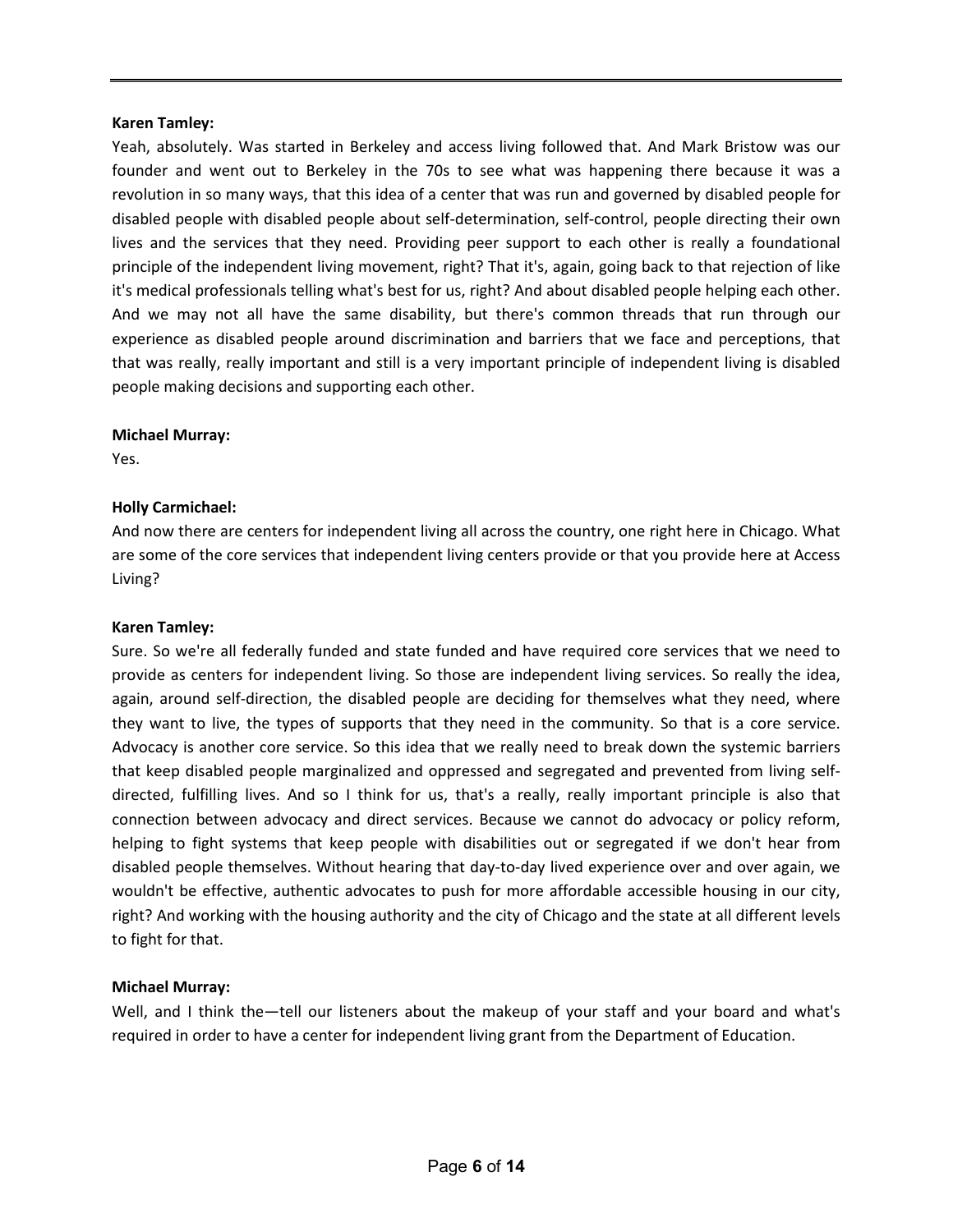**Karen Tamley:**

Yeah, absolutely. Was started in Berkeley and access living followed that. And Mark Bristow was our founder and went out to Berkeley in the 70s to see what was happening there because it was a revolution in so many ways, that this idea of a center that was run and governed by disabled people for disabled people with disabled people about self-determination, self-control, people directing their own lives and the services that they need. Providing peer support to each other is really a foundational principle of the independent living movement, right? That it's, again, going back to that rejection of like it's medical professionals telling what's best for us, right? And about disabled people helping each other. And we may not all have the same disability, but there's common threads that run through our experience as disabled people around discrimination and barriers that we face and perceptions, that that was really, really important and still is a very important principle of independent living is disabled people making decisions and supporting each other.

**Michael Murray:**

Yes.

**Holly Carmichael:**

And now there are centers for independent living all across the country, one right here in Chicago. What are some of the core services that independent living centers provide or that you provide here at Access Living?

**Karen Tamley:**

Sure. So we're all federally funded and state funded and have required core services that we need to provide as centers for independent living. So those are independent living services. So really the idea, again, around self-direction, the disabled people are deciding for themselves what they need, where they want to live, the types of supports that they need in the community. So that is a core service. Advocacy is another core service. So this idea that we really need to break down the systemic barriers that keep disabled people marginalized and oppressed and segregated and prevented from living self-directed, fulfilling lives. And so I think for us, that's a really, really important principle is also that connection between advocacy and direct services. Because we cannot do advocacy or policy reform, helping to fight systems that keep people with disabilities out or segregated if we don't hear from disabled people themselves. Without hearing that day-to-day lived experience over and over again, we wouldn't be effective, authentic advocates to push for more affordable accessible housing in our city, right? And working with the housing authority and the city of Chicago and the state at all different levels to fight for that.

**Michael Murray:**

Well, and I think the—tell our listeners about the makeup of your staff and your board and what's required in order to have a center for independent living grant from the Department of Education.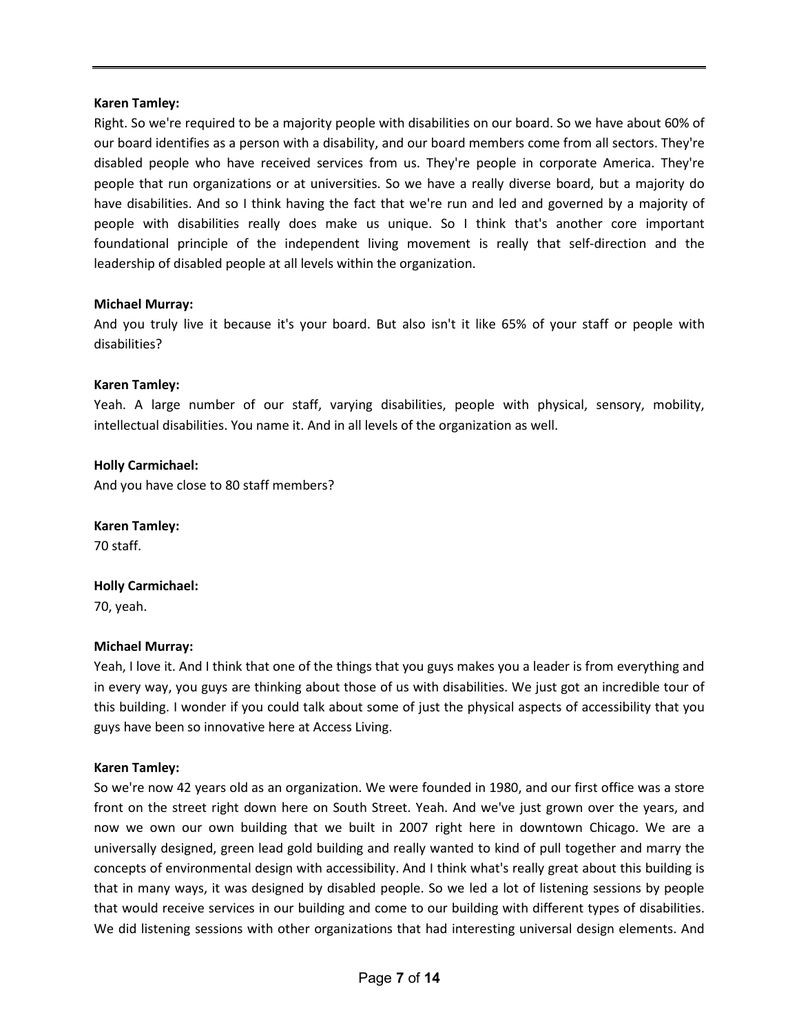**Karen Tamley:**
Right. So we're required to be a majority people with disabilities on our board. So we have about 60% of our board identifies as a person with a disability, and our board members come from all sectors. They're disabled people who have received services from us. They're people in corporate America. They're people that run organizations or at universities. So we have a really diverse board, but a majority do have disabilities. And so I think having the fact that we're run and led and governed by a majority of people with disabilities really does make us unique. So I think that's another core important foundational principle of the independent living movement is really that self-direction and the leadership of disabled people at all levels within the organization.

**Michael Murray:**
And you truly live it because it's your board. But also isn't it like 65% of your staff or people with disabilities?

**Karen Tamley:**
Yeah. A large number of our staff, varying disabilities, people with physical, sensory, mobility, intellectual disabilities. You name it. And in all levels of the organization as well.

**Holly Carmichael:**
And you have close to 80 staff members?

**Karen Tamley:**
70 staff.

**Holly Carmichael:**
70, yeah.

**Michael Murray:**
Yeah, I love it. And I think that one of the things that you guys makes you a leader is from everything and in every way, you guys are thinking about those of us with disabilities. We just got an incredible tour of this building. I wonder if you could talk about some of just the physical aspects of accessibility that you guys have been so innovative here at Access Living.

**Karen Tamley:**
So we're now 42 years old as an organization. We were founded in 1980, and our first office was a store front on the street right down here on South Street. Yeah. And we've just grown over the years, and now we own our own building that we built in 2007 right here in downtown Chicago. We are a universally designed, green lead gold building and really wanted to kind of pull together and marry the concepts of environmental design with accessibility. And I think what's really great about this building is that in many ways, it was designed by disabled people. So we led a lot of listening sessions by people that would receive services in our building and come to our building with different types of disabilities. We did listening sessions with other organizations that had interesting universal design elements. And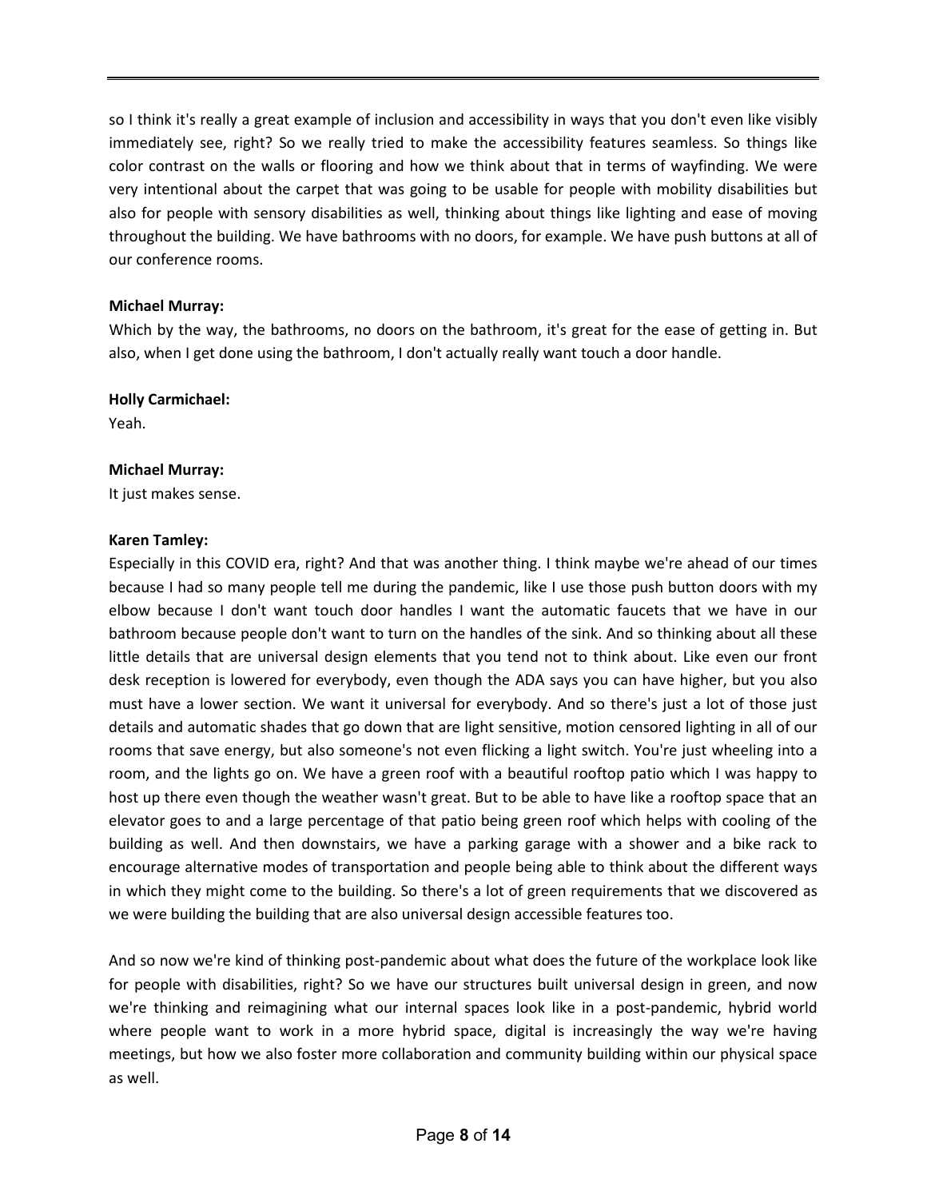so I think it's really a great example of inclusion and accessibility in ways that you don't even like visibly immediately see, right? So we really tried to make the accessibility features seamless. So things like color contrast on the walls or flooring and how we think about that in terms of wayfinding. We were very intentional about the carpet that was going to be usable for people with mobility disabilities but also for people with sensory disabilities as well, thinking about things like lighting and ease of moving throughout the building. We have bathrooms with no doors, for example. We have push buttons at all of our conference rooms.

**Michael Murray:**
Which by the way, the bathrooms, no doors on the bathroom, it's great for the ease of getting in. But also, when I get done using the bathroom, I don't actually really want touch a door handle.

**Holly Carmichael:**
Yeah.

**Michael Murray:**
It just makes sense.

**Karen Tamley:**
Especially in this COVID era, right? And that was another thing. I think maybe we're ahead of our times because I had so many people tell me during the pandemic, like I use those push button doors with my elbow because I don't want touch door handles I want the automatic faucets that we have in our bathroom because people don't want to turn on the handles of the sink. And so thinking about all these little details that are universal design elements that you tend not to think about. Like even our front desk reception is lowered for everybody, even though the ADA says you can have higher, but you also must have a lower section. We want it universal for everybody. And so there's just a lot of those just details and automatic shades that go down that are light sensitive, motion censored lighting in all of our rooms that save energy, but also someone's not even flicking a light switch. You're just wheeling into a room, and the lights go on. We have a green roof with a beautiful rooftop patio which I was happy to host up there even though the weather wasn't great. But to be able to have like a rooftop space that an elevator goes to and a large percentage of that patio being green roof which helps with cooling of the building as well. And then downstairs, we have a parking garage with a shower and a bike rack to encourage alternative modes of transportation and people being able to think about the different ways in which they might come to the building. So there's a lot of green requirements that we discovered as we were building the building that are also universal design accessible features too.

And so now we're kind of thinking post-pandemic about what does the future of the workplace look like for people with disabilities, right? So we have our structures built universal design in green, and now we're thinking and reimagining what our internal spaces look like in a post-pandemic, hybrid world where people want to work in a more hybrid space, digital is increasingly the way we're having meetings, but how we also foster more collaboration and community building within our physical space as well.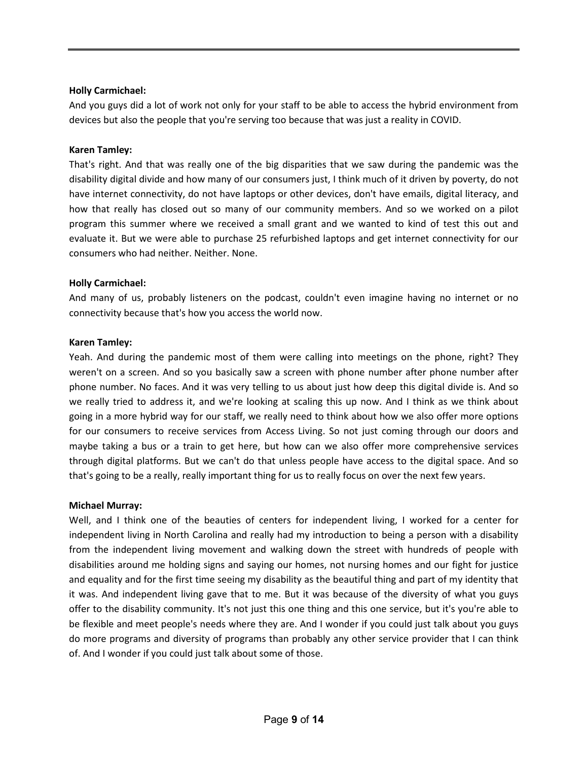**Holly Carmichael:**
And you guys did a lot of work not only for your staff to be able to access the hybrid environment from devices but also the people that you're serving too because that was just a reality in COVID.

**Karen Tamley:**
That's right. And that was really one of the big disparities that we saw during the pandemic was the disability digital divide and how many of our consumers just, I think much of it driven by poverty, do not have internet connectivity, do not have laptops or other devices, don't have emails, digital literacy, and how that really has closed out so many of our community members. And so we worked on a pilot program this summer where we received a small grant and we wanted to kind of test this out and evaluate it. But we were able to purchase 25 refurbished laptops and get internet connectivity for our consumers who had neither. Neither. None.

**Holly Carmichael:**
And many of us, probably listeners on the podcast, couldn't even imagine having no internet or no connectivity because that's how you access the world now.

**Karen Tamley:**
Yeah. And during the pandemic most of them were calling into meetings on the phone, right? They weren't on a screen. And so you basically saw a screen with phone number after phone number after phone number. No faces. And it was very telling to us about just how deep this digital divide is. And so we really tried to address it, and we're looking at scaling this up now. And I think as we think about going in a more hybrid way for our staff, we really need to think about how we also offer more options for our consumers to receive services from Access Living. So not just coming through our doors and maybe taking a bus or a train to get here, but how can we also offer more comprehensive services through digital platforms. But we can't do that unless people have access to the digital space. And so that's going to be a really, really important thing for us to really focus on over the next few years.

**Michael Murray:**
Well, and I think one of the beauties of centers for independent living, I worked for a center for independent living in North Carolina and really had my introduction to being a person with a disability from the independent living movement and walking down the street with hundreds of people with disabilities around me holding signs and saying our homes, not nursing homes and our fight for justice and equality and for the first time seeing my disability as the beautiful thing and part of my identity that it was. And independent living gave that to me. But it was because of the diversity of what you guys offer to the disability community. It's not just this one thing and this one service, but it's you're able to be flexible and meet people's needs where they are. And I wonder if you could just talk about you guys do more programs and diversity of programs than probably any other service provider that I can think of. And I wonder if you could just talk about some of those.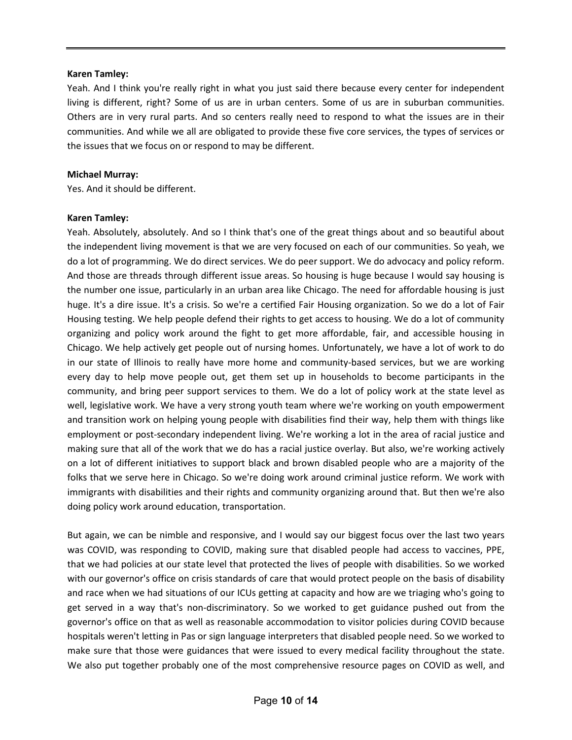**Karen Tamley:**
Yeah. And I think you're really right in what you just said there because every center for independent living is different, right? Some of us are in urban centers. Some of us are in suburban communities. Others are in very rural parts. And so centers really need to respond to what the issues are in their communities. And while we all are obligated to provide these five core services, the types of services or the issues that we focus on or respond to may be different.

**Michael Murray:**
Yes. And it should be different.

**Karen Tamley:**
Yeah. Absolutely, absolutely. And so I think that's one of the great things about and so beautiful about the independent living movement is that we are very focused on each of our communities. So yeah, we do a lot of programming. We do direct services. We do peer support. We do advocacy and policy reform. And those are threads through different issue areas. So housing is huge because I would say housing is the number one issue, particularly in an urban area like Chicago. The need for affordable housing is just huge. It's a dire issue. It's a crisis. So we're a certified Fair Housing organization. So we do a lot of Fair Housing testing. We help people defend their rights to get access to housing. We do a lot of community organizing and policy work around the fight to get more affordable, fair, and accessible housing in Chicago. We help actively get people out of nursing homes. Unfortunately, we have a lot of work to do in our state of Illinois to really have more home and community-based services, but we are working every day to help move people out, get them set up in households to become participants in the community, and bring peer support services to them. We do a lot of policy work at the state level as well, legislative work. We have a very strong youth team where we're working on youth empowerment and transition work on helping young people with disabilities find their way, help them with things like employment or post-secondary independent living. We're working a lot in the area of racial justice and making sure that all of the work that we do has a racial justice overlay. But also, we're working actively on a lot of different initiatives to support black and brown disabled people who are a majority of the folks that we serve here in Chicago. So we're doing work around criminal justice reform. We work with immigrants with disabilities and their rights and community organizing around that. But then we're also doing policy work around education, transportation.

But again, we can be nimble and responsive, and I would say our biggest focus over the last two years was COVID, was responding to COVID, making sure that disabled people had access to vaccines, PPE, that we had policies at our state level that protected the lives of people with disabilities. So we worked with our governor's office on crisis standards of care that would protect people on the basis of disability and race when we had situations of our ICUs getting at capacity and how are we triaging who's going to get served in a way that's non-discriminatory. So we worked to get guidance pushed out from the governor's office on that as well as reasonable accommodation to visitor policies during COVID because hospitals weren't letting in Pas or sign language interpreters that disabled people need. So we worked to make sure that those were guidances that were issued to every medical facility throughout the state. We also put together probably one of the most comprehensive resource pages on COVID as well, and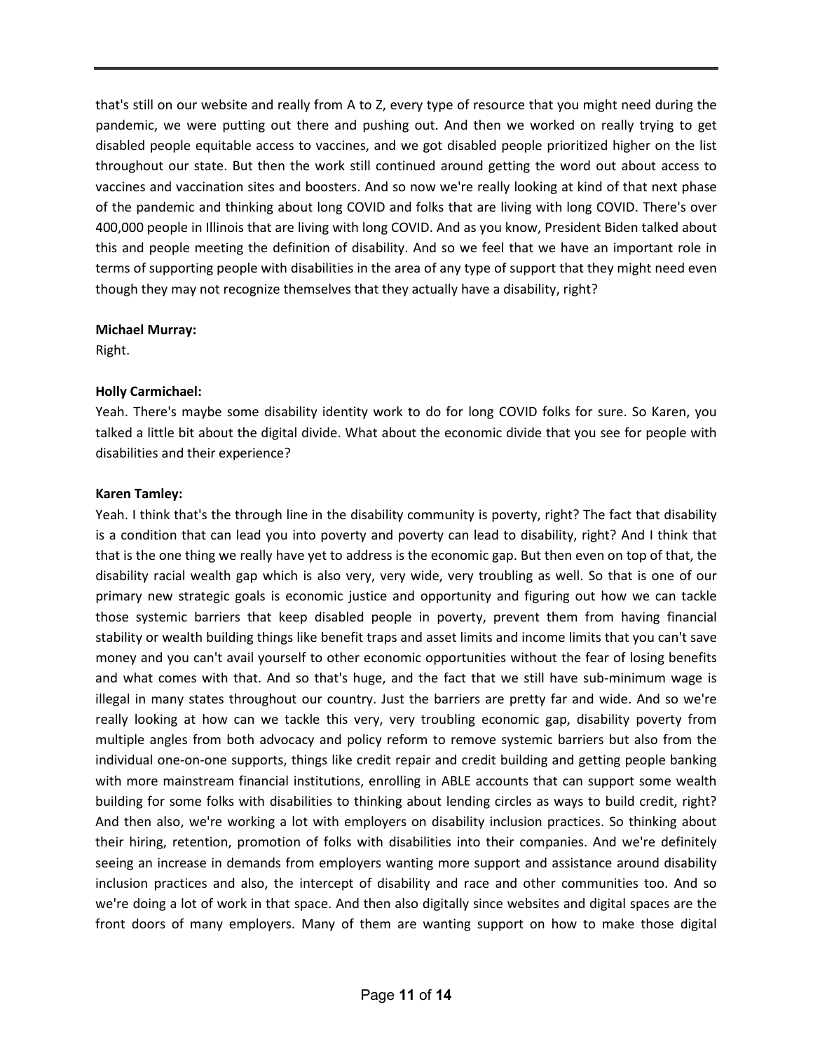that's still on our website and really from A to Z, every type of resource that you might need during the pandemic, we were putting out there and pushing out. And then we worked on really trying to get disabled people equitable access to vaccines, and we got disabled people prioritized higher on the list throughout our state. But then the work still continued around getting the word out about access to vaccines and vaccination sites and boosters. And so now we're really looking at kind of that next phase of the pandemic and thinking about long COVID and folks that are living with long COVID. There's over 400,000 people in Illinois that are living with long COVID. And as you know, President Biden talked about this and people meeting the definition of disability. And so we feel that we have an important role in terms of supporting people with disabilities in the area of any type of support that they might need even though they may not recognize themselves that they actually have a disability, right?

**Michael Murray:**
Right.

**Holly Carmichael:**
Yeah. There's maybe some disability identity work to do for long COVID folks for sure. So Karen, you talked a little bit about the digital divide. What about the economic divide that you see for people with disabilities and their experience?

**Karen Tamley:**
Yeah. I think that's the through line in the disability community is poverty, right? The fact that disability is a condition that can lead you into poverty and poverty can lead to disability, right? And I think that that is the one thing we really have yet to address is the economic gap. But then even on top of that, the disability racial wealth gap which is also very, very wide, very troubling as well. So that is one of our primary new strategic goals is economic justice and opportunity and figuring out how we can tackle those systemic barriers that keep disabled people in poverty, prevent them from having financial stability or wealth building things like benefit traps and asset limits and income limits that you can't save money and you can't avail yourself to other economic opportunities without the fear of losing benefits and what comes with that. And so that's huge, and the fact that we still have sub-minimum wage is illegal in many states throughout our country. Just the barriers are pretty far and wide. And so we're really looking at how can we tackle this very, very troubling economic gap, disability poverty from multiple angles from both advocacy and policy reform to remove systemic barriers but also from the individual one-on-one supports, things like credit repair and credit building and getting people banking with more mainstream financial institutions, enrolling in ABLE accounts that can support some wealth building for some folks with disabilities to thinking about lending circles as ways to build credit, right? And then also, we're working a lot with employers on disability inclusion practices. So thinking about their hiring, retention, promotion of folks with disabilities into their companies. And we're definitely seeing an increase in demands from employers wanting more support and assistance around disability inclusion practices and also, the intercept of disability and race and other communities too. And so we're doing a lot of work in that space. And then also digitally since websites and digital spaces are the front doors of many employers. Many of them are wanting support on how to make those digital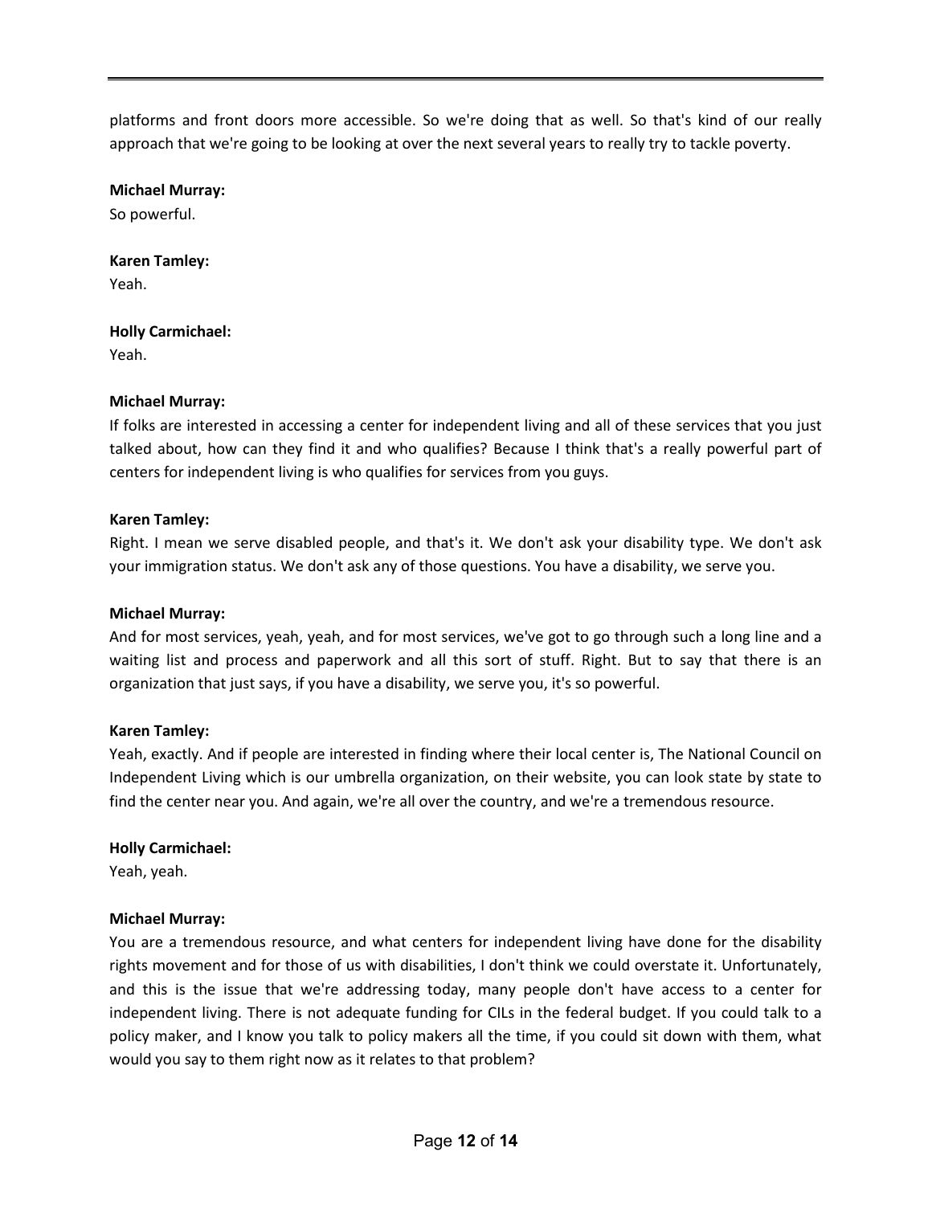platforms and front doors more accessible. So we're doing that as well. So that's kind of our really approach that we're going to be looking at over the next several years to really try to tackle poverty.

**Michael Murray:**
So powerful.

**Karen Tamley:**
Yeah.

**Holly Carmichael:**
Yeah.

**Michael Murray:**
If folks are interested in accessing a center for independent living and all of these services that you just talked about, how can they find it and who qualifies? Because I think that's a really powerful part of centers for independent living is who qualifies for services from you guys.

**Karen Tamley:**
Right. I mean we serve disabled people, and that's it. We don't ask your disability type. We don't ask your immigration status. We don't ask any of those questions. You have a disability, we serve you.

**Michael Murray:**
And for most services, yeah, yeah, and for most services, we've got to go through such a long line and a waiting list and process and paperwork and all this sort of stuff. Right. But to say that there is an organization that just says, if you have a disability, we serve you, it's so powerful.

**Karen Tamley:**
Yeah, exactly. And if people are interested in finding where their local center is, The National Council on Independent Living which is our umbrella organization, on their website, you can look state by state to find the center near you. And again, we're all over the country, and we're a tremendous resource.

**Holly Carmichael:**
Yeah, yeah.

**Michael Murray:**
You are a tremendous resource, and what centers for independent living have done for the disability rights movement and for those of us with disabilities, I don't think we could overstate it. Unfortunately, and this is the issue that we're addressing today, many people don't have access to a center for independent living. There is not adequate funding for CILs in the federal budget. If you could talk to a policy maker, and I know you talk to policy makers all the time, if you could sit down with them, what would you say to them right now as it relates to that problem?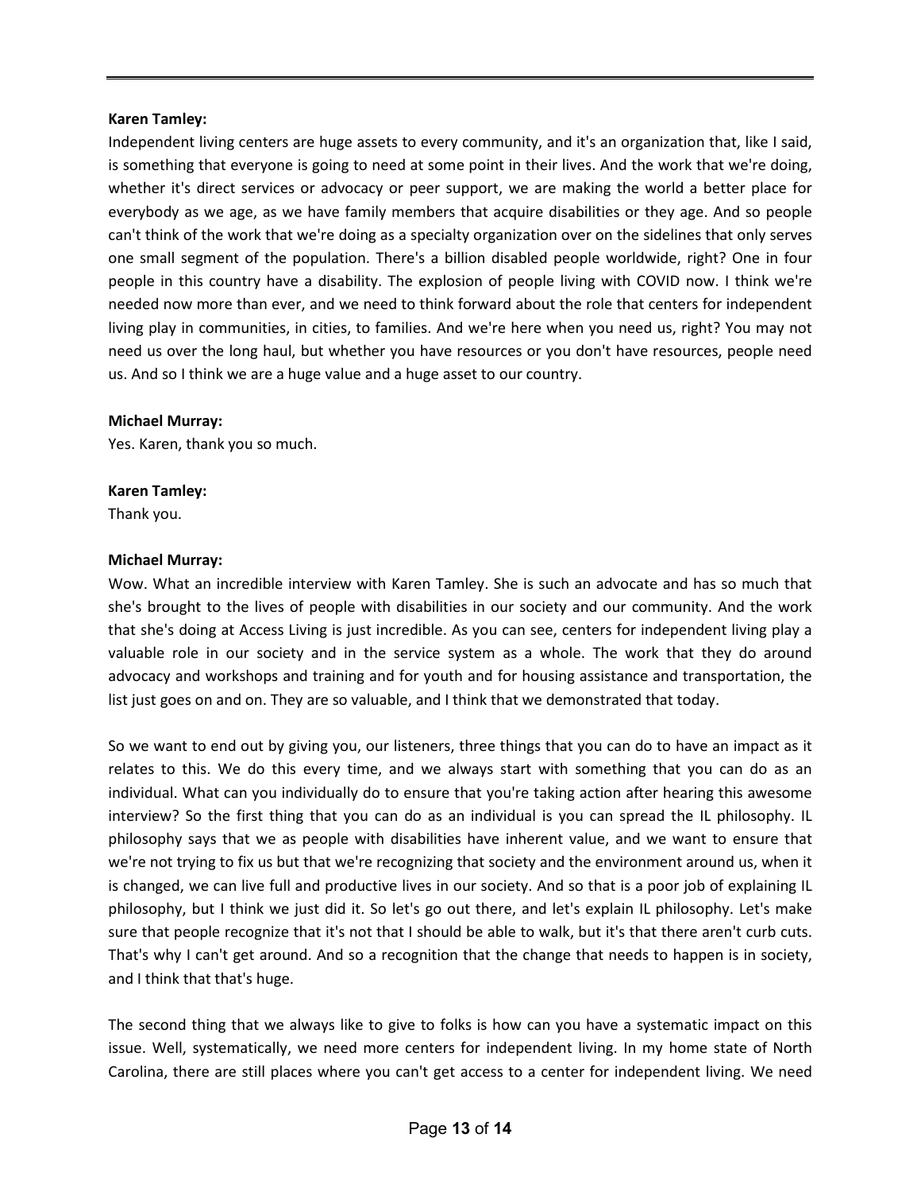**Karen Tamley:**
Independent living centers are huge assets to every community, and it's an organization that, like I said, is something that everyone is going to need at some point in their lives. And the work that we're doing, whether it's direct services or advocacy or peer support, we are making the world a better place for everybody as we age, as we have family members that acquire disabilities or they age. And so people can't think of the work that we're doing as a specialty organization over on the sidelines that only serves one small segment of the population. There's a billion disabled people worldwide, right? One in four people in this country have a disability. The explosion of people living with COVID now. I think we're needed now more than ever, and we need to think forward about the role that centers for independent living play in communities, in cities, to families. And we're here when you need us, right? You may not need us over the long haul, but whether you have resources or you don't have resources, people need us. And so I think we are a huge value and a huge asset to our country.

**Michael Murray:**
Yes. Karen, thank you so much.

**Karen Tamley:**
Thank you.

**Michael Murray:**
Wow. What an incredible interview with Karen Tamley. She is such an advocate and has so much that she's brought to the lives of people with disabilities in our society and our community. And the work that she's doing at Access Living is just incredible. As you can see, centers for independent living play a valuable role in our society and in the service system as a whole. The work that they do around advocacy and workshops and training and for youth and for housing assistance and transportation, the list just goes on and on. They are so valuable, and I think that we demonstrated that today.

So we want to end out by giving you, our listeners, three things that you can do to have an impact as it relates to this. We do this every time, and we always start with something that you can do as an individual. What can you individually do to ensure that you're taking action after hearing this awesome interview? So the first thing that you can do as an individual is you can spread the IL philosophy. IL philosophy says that we as people with disabilities have inherent value, and we want to ensure that we're not trying to fix us but that we're recognizing that society and the environment around us, when it is changed, we can live full and productive lives in our society. And so that is a poor job of explaining IL philosophy, but I think we just did it. So let's go out there, and let's explain IL philosophy. Let's make sure that people recognize that it's not that I should be able to walk, but it's that there aren't curb cuts. That's why I can't get around. And so a recognition that the change that needs to happen is in society, and I think that that's huge.

The second thing that we always like to give to folks is how can you have a systematic impact on this issue. Well, systematically, we need more centers for independent living. In my home state of North Carolina, there are still places where you can't get access to a center for independent living. We need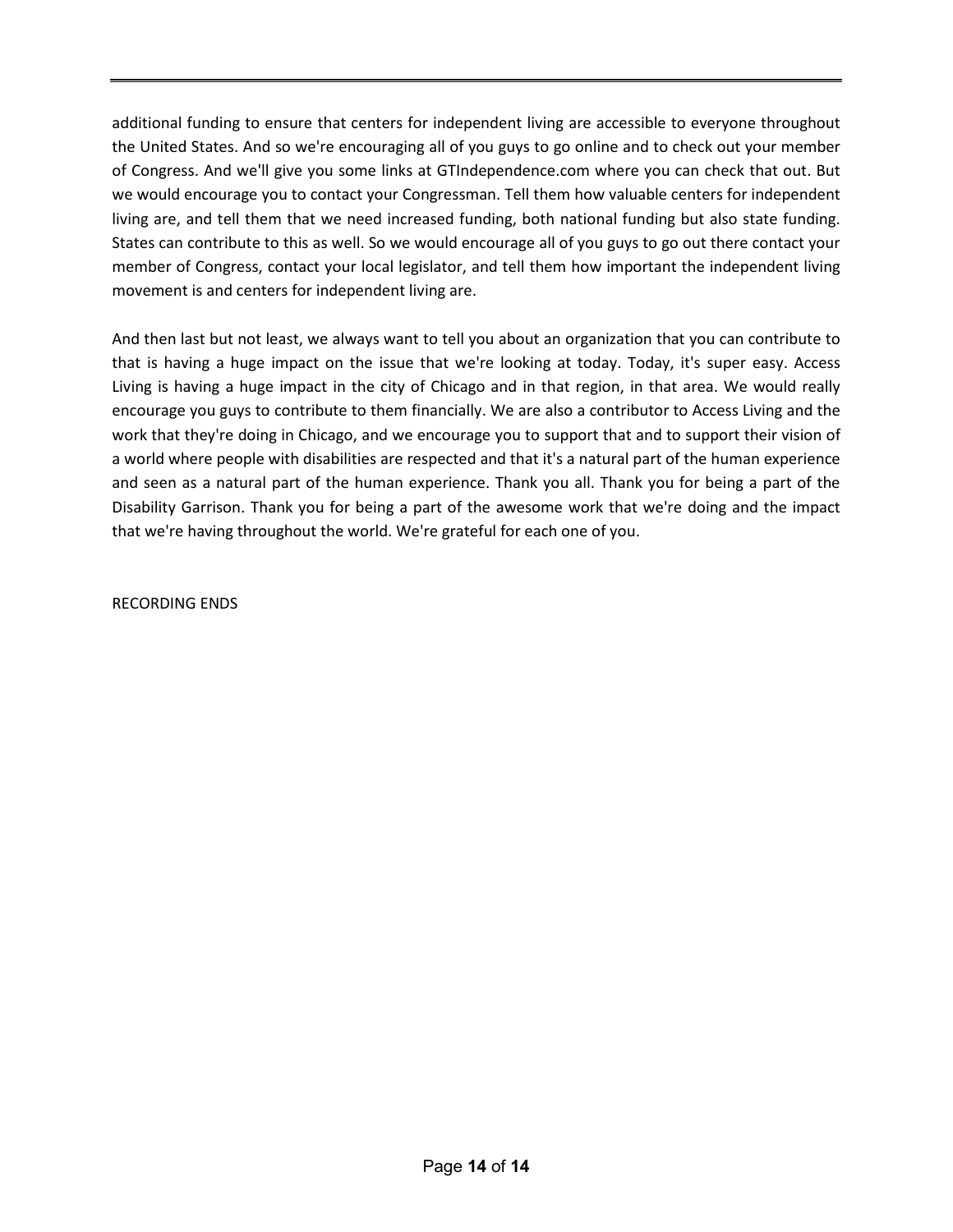additional funding to ensure that centers for independent living are accessible to everyone throughout the United States. And so we're encouraging all of you guys to go online and to check out your member of Congress. And we'll give you some links at GTIndependence.com where you can check that out. But we would encourage you to contact your Congressman. Tell them how valuable centers for independent living are, and tell them that we need increased funding, both national funding but also state funding. States can contribute to this as well. So we would encourage all of you guys to go out there contact your member of Congress, contact your local legislator, and tell them how important the independent living movement is and centers for independent living are.

And then last but not least, we always want to tell you about an organization that you can contribute to that is having a huge impact on the issue that we're looking at today. Today, it's super easy. Access Living is having a huge impact in the city of Chicago and in that region, in that area. We would really encourage you guys to contribute to them financially. We are also a contributor to Access Living and the work that they're doing in Chicago, and we encourage you to support that and to support their vision of a world where people with disabilities are respected and that it's a natural part of the human experience and seen as a natural part of the human experience. Thank you all. Thank you for being a part of the Disability Garrison. Thank you for being a part of the awesome work that we're doing and the impact that we're having throughout the world. We're grateful for each one of you.

RECORDING ENDS